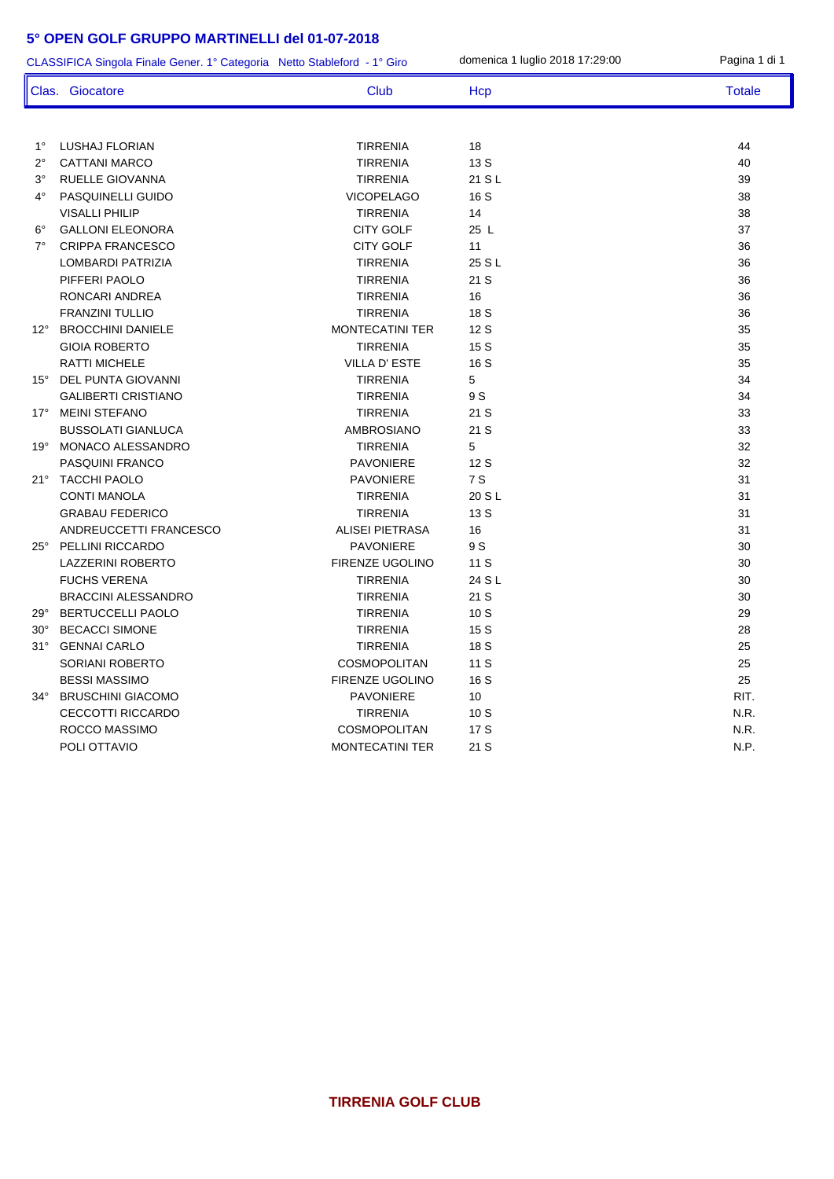# 5° OPEN GOLF GRUPPO MARTINELLI del 01-07-2018

CLASSIFICA Singola Finale Gener. 1° Categoria Netto Stableford - 1° Giro

domenica 1 luglio 2018 17:29:00

| Clas. | Giocatore | Club | Hcp | Totale |
|---|---|---|---|---|
| 1° | LUSHAJ FLORIAN | TIRRENIA | 18 | 44 |
| 2° | CATTANI MARCO | TIRRENIA | 13 S | 40 |
| 3° | RUELLE GIOVANNA | TIRRENIA | 21 S L | 39 |
| 4° | PASQUINELLI GUIDO | VICOPELAGO | 16 S | 38 |
| | VISALLI PHILIP | TIRRENIA | 14 | 38 |
| 6° | GALLONI ELEONORA | CITY GOLF | 25 L | 37 |
| 7° | CRIPPA FRANCESCO | CITY GOLF | 11 | 36 |
| | LOMBARDI PATRIZIA | TIRRENIA | 25 S L | 36 |
| | PIFFERI PAOLO | TIRRENIA | 21 S | 36 |
| | RONCARI ANDREA | TIRRENIA | 16 | 36 |
| | FRANZINI TULLIO | TIRRENIA | 18 S | 36 |
| 12° | BROCCHINI DANIELE | MONTECATINI TER | 12 S | 35 |
| | GIOIA ROBERTO | TIRRENIA | 15 S | 35 |
| | RATTI MICHELE | VILLA D' ESTE | 16 S | 35 |
| 15° | DEL PUNTA GIOVANNI | TIRRENIA | 5 | 34 |
| | GALIBERTI CRISTIANO | TIRRENIA | 9 S | 34 |
| 17° | MEINI STEFANO | TIRRENIA | 21 S | 33 |
| | BUSSOLATI GIANLUCA | AMBROSIANO | 21 S | 33 |
| 19° | MONACO ALESSANDRO | TIRRENIA | 5 | 32 |
| | PASQUINI FRANCO | PAVONIERE | 12 S | 32 |
| 21° | TACCHI PAOLO | PAVONIERE | 7 S | 31 |
| | CONTI MANOLA | TIRRENIA | 20 S L | 31 |
| | GRABAU FEDERICO | TIRRENIA | 13 S | 31 |
| | ANDREUCCETTI FRANCESCO | ALISEI PIETRASA | 16 | 31 |
| 25° | PELLINI RICCARDO | PAVONIERE | 9 S | 30 |
| | LAZZERINI ROBERTO | FIRENZE UGOLINO | 11 S | 30 |
| | FUCHS VERENA | TIRRENIA | 24 S L | 30 |
| | BRACCINI ALESSANDRO | TIRRENIA | 21 S | 30 |
| 29° | BERTUCCELLI PAOLO | TIRRENIA | 10 S | 29 |
| 30° | BECACCI SIMONE | TIRRENIA | 15 S | 28 |
| 31° | GENNAI CARLO | TIRRENIA | 18 S | 25 |
| | SORIANI ROBERTO | COSMOPOLITAN | 11 S | 25 |
| | BESSI MASSIMO | FIRENZE UGOLINO | 16 S | 25 |
| 34° | BRUSCHINI GIACOMO | PAVONIERE | 10 | RIT. |
| | CECCOTTI RICCARDO | TIRRENIA | 10 S | N.R. |
| | ROCCO MASSIMO | COSMOPOLITAN | 17 S | N.R. |
| | POLI OTTAVIO | MONTECATINI TER | 21 S | N.P. |

**TIRRENIA GOLF CLUB**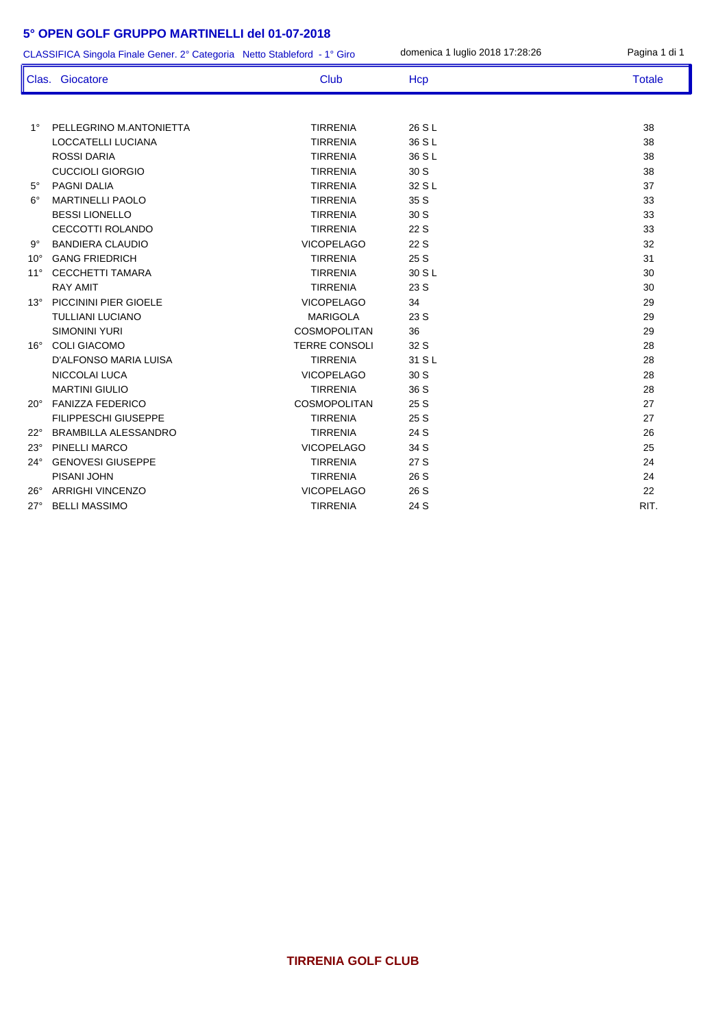# 5° OPEN GOLF GRUPPO MARTINELLI del 01-07-2018

CLASSIFICA Singola Finale Gener. 2° Categoria Netto Stableford - 1° Giro    domenica 1 luglio 2018 17:28:26

| Clas. | Giocatore | Club | Hcp | Totale |
|---|---|---|---|---|
| 1° | PELLEGRINO M.ANTONIETTA | TIRRENIA | 26 S L | 38 |
| | LOCCATELLI LUCIANA | TIRRENIA | 36 S L | 38 |
| | ROSSI DARIA | TIRRENIA | 36 S L | 38 |
| | CUCCIOLI GIORGIO | TIRRENIA | 30 S | 38 |
| 5° | PAGNI DALIA | TIRRENIA | 32 S L | 37 |
| 6° | MARTINELLI PAOLO | TIRRENIA | 35 S | 33 |
| | BESSI LIONELLO | TIRRENIA | 30 S | 33 |
| | CECCOTTI ROLANDO | TIRRENIA | 22 S | 33 |
| 9° | BANDIERA CLAUDIO | VICOPELAGO | 22 S | 32 |
| 10° | GANG FRIEDRICH | TIRRENIA | 25 S | 31 |
| 11° | CECCHETTI TAMARA | TIRRENIA | 30 S L | 30 |
| | RAY AMIT | TIRRENIA | 23 S | 30 |
| 13° | PICCININI PIER GIOELE | VICOPELAGO | 34 | 29 |
| | TULLIANI LUCIANO | MARIGOLA | 23 S | 29 |
| | SIMONINI YURI | COSMOPOLITAN | 36 | 29 |
| 16° | COLI GIACOMO | TERRE CONSOLI | 32 S | 28 |
| | D'ALFONSO MARIA LUISA | TIRRENIA | 31 S L | 28 |
| | NICCOLAI LUCA | VICOPELAGO | 30 S | 28 |
| | MARTINI GIULIO | TIRRENIA | 36 S | 28 |
| 20° | FANIZZA FEDERICO | COSMOPOLITAN | 25 S | 27 |
| | FILIPPESCHI GIUSEPPE | TIRRENIA | 25 S | 27 |
| 22° | BRAMBILLA ALESSANDRO | TIRRENIA | 24 S | 26 |
| 23° | PINELLI MARCO | VICOPELAGO | 34 S | 25 |
| 24° | GENOVESI GIUSEPPE | TIRRENIA | 27 S | 24 |
| | PISANI JOHN | TIRRENIA | 26 S | 24 |
| 26° | ARRIGHI VINCENZO | VICOPELAGO | 26 S | 22 |
| 27° | BELLI MASSIMO | TIRRENIA | 24 S | RIT. |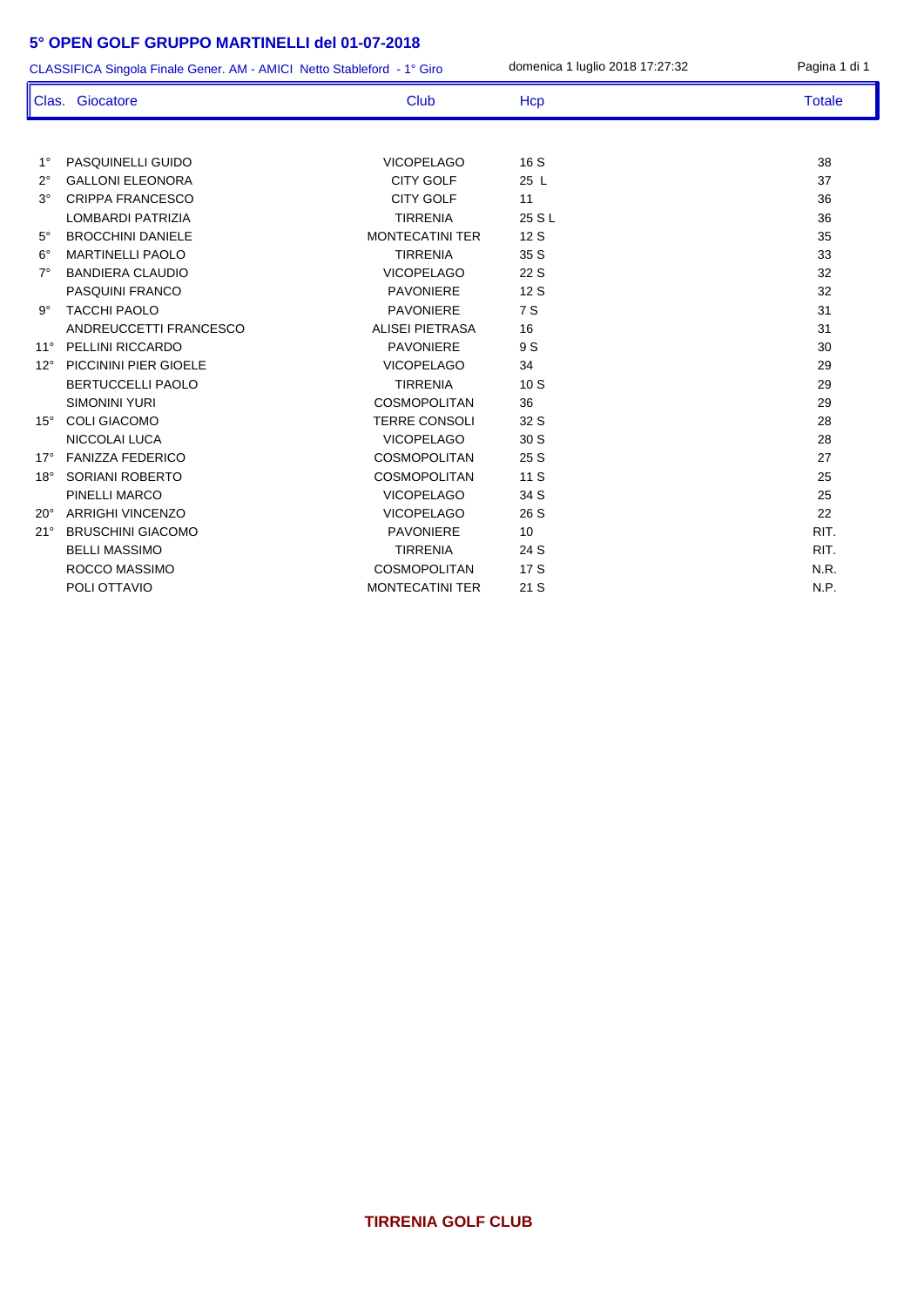# 5° OPEN GOLF GRUPPO MARTINELLI del 01-07-2018

CLASSIFICA Singola Finale Gener. AM - AMICI Netto Stableford - 1° Giro

domenica 1 luglio 2018 17:27:32

| Clas. | Giocatore | Club | Hcp | Totale |
|---|---|---|---|---|
| 1° | PASQUINELLI GUIDO | VICOPELAGO | 16 S | 38 |
| 2° | GALLONI ELEONORA | CITY GOLF | 25 L | 37 |
| 3° | CRIPPA FRANCESCO | CITY GOLF | 11 | 36 |
| | LOMBARDI PATRIZIA | TIRRENIA | 25 S L | 36 |
| 5° | BROCCHINI DANIELE | MONTECATINI TER | 12 S | 35 |
| 6° | MARTINELLI PAOLO | TIRRENIA | 35 S | 33 |
| 7° | BANDIERA CLAUDIO | VICOPELAGO | 22 S | 32 |
| | PASQUINI FRANCO | PAVONIERE | 12 S | 32 |
| 9° | TACCHI PAOLO | PAVONIERE | 7 S | 31 |
| | ANDREUCCETTI FRANCESCO | ALISEI PIETRASA | 16 | 31 |
| 11° | PELLINI RICCARDO | PAVONIERE | 9 S | 30 |
| 12° | PICCININI PIER GIOELE | VICOPELAGO | 34 | 29 |
| | BERTUCCELLI PAOLO | TIRRENIA | 10 S | 29 |
| | SIMONINI YURI | COSMOPOLITAN | 36 | 29 |
| 15° | COLI GIACOMO | TERRE CONSOLI | 32 S | 28 |
| | NICCOLAI LUCA | VICOPELAGO | 30 S | 28 |
| 17° | FANIZZA FEDERICO | COSMOPOLITAN | 25 S | 27 |
| 18° | SORIANI ROBERTO | COSMOPOLITAN | 11 S | 25 |
| | PINELLI MARCO | VICOPELAGO | 34 S | 25 |
| 20° | ARRIGHI VINCENZO | VICOPELAGO | 26 S | 22 |
| 21° | BRUSCHINI GIACOMO | PAVONIERE | 10 | RIT. |
| | BELLI MASSIMO | TIRRENIA | 24 S | RIT. |
| | ROCCO MASSIMO | COSMOPOLITAN | 17 S | N.R. |
| | POLI OTTAVIO | MONTECATINI TER | 21 S | N.P. |

**TIRRENIA GOLF CLUB**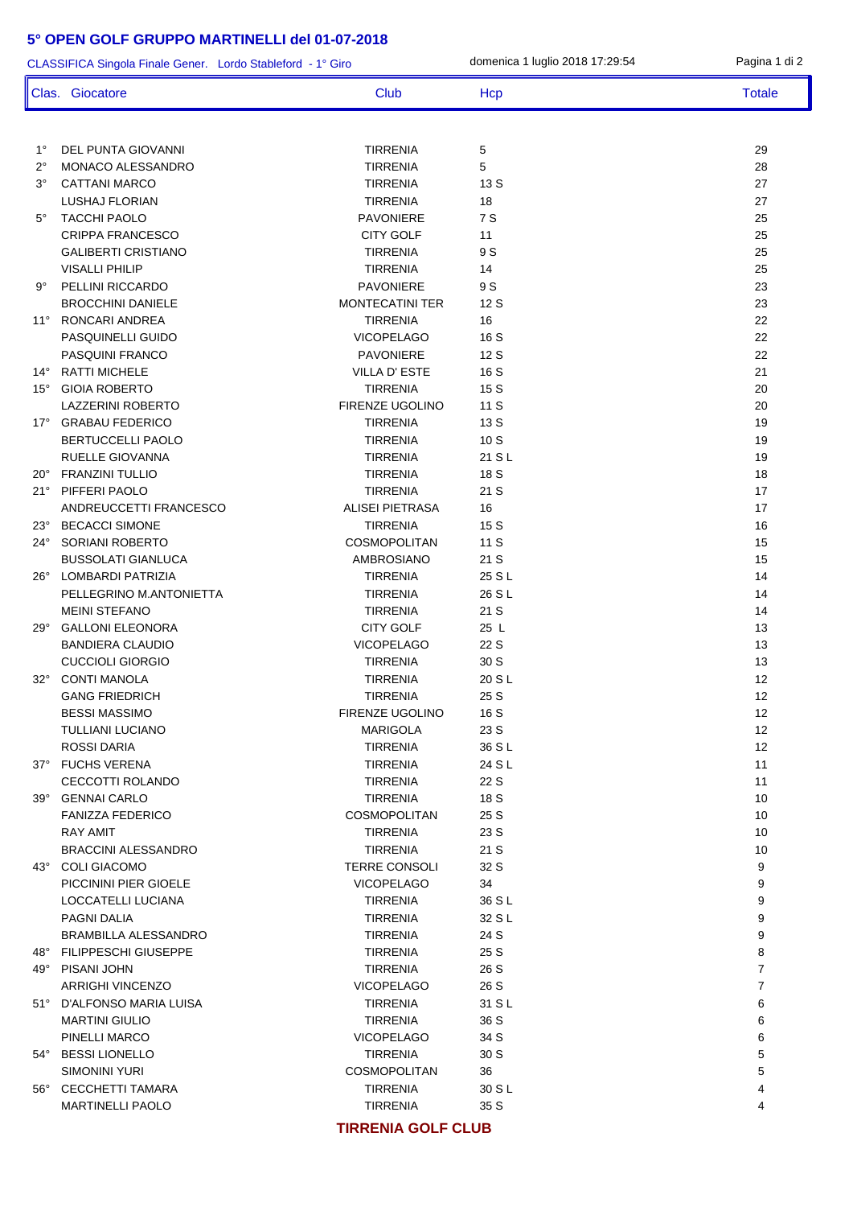# 5° OPEN GOLF GRUPPO MARTINELLI del 01-07-2018

CLASSIFICA Singola Finale Gener. Lordo Stableford - 1° Giro

domenica 1 luglio 2018 17:29:54

| Clas. | Giocatore | Club | Hcp | Totale |
|---|---|---|---|---|
| 1° | DEL PUNTA GIOVANNI | TIRRENIA | 5 | 29 |
| 2° | MONACO ALESSANDRO | TIRRENIA | 5 | 28 |
| 3° | CATTANI MARCO | TIRRENIA | 13 S | 27 |
| | LUSHAJ FLORIAN | TIRRENIA | 18 | 27 |
| 5° | TACCHI PAOLO | PAVONIERE | 7 S | 25 |
| | CRIPPA FRANCESCO | CITY GOLF | 11 | 25 |
| | GALIBERTI CRISTIANO | TIRRENIA | 9 S | 25 |
| | VISALLI PHILIP | TIRRENIA | 14 | 25 |
| 9° | PELLINI RICCARDO | PAVONIERE | 9 S | 23 |
| | BROCCHINI DANIELE | MONTECATINI TER | 12 S | 23 |
| 11° | RONCARI ANDREA | TIRRENIA | 16 | 22 |
| | PASQUINELLI GUIDO | VICOPELAGO | 16 S | 22 |
| | PASQUINI FRANCO | PAVONIERE | 12 S | 22 |
| 14° | RATTI MICHELE | VILLA D' ESTE | 16 S | 21 |
| 15° | GIOIA ROBERTO | TIRRENIA | 15 S | 20 |
| | LAZZERINI ROBERTO | FIRENZE UGOLINO | 11 S | 20 |
| 17° | GRABAU FEDERICO | TIRRENIA | 13 S | 19 |
| | BERTUCCELLI PAOLO | TIRRENIA | 10 S | 19 |
| | RUELLE GIOVANNA | TIRRENIA | 21 S L | 19 |
| 20° | FRANZINI TULLIO | TIRRENIA | 18 S | 18 |
| 21° | PIFFERI PAOLO | TIRRENIA | 21 S | 17 |
| | ANDREUCCETTI FRANCESCO | ALISEI PIETRASA | 16 | 17 |
| 23° | BECACCI SIMONE | TIRRENIA | 15 S | 16 |
| 24° | SORIANI ROBERTO | COSMOPOLITAN | 11 S | 15 |
| | BUSSOLATI GIANLUCA | AMBROSIANO | 21 S | 15 |
| 26° | LOMBARDI PATRIZIA | TIRRENIA | 25 S L | 14 |
| | PELLEGRINO M.ANTONIETTA | TIRRENIA | 26 S L | 14 |
| | MEINI STEFANO | TIRRENIA | 21 S | 14 |
| 29° | GALLONI ELEONORA | CITY GOLF | 25 L | 13 |
| | BANDIERA CLAUDIO | VICOPELAGO | 22 S | 13 |
| | CUCCIOLI GIORGIO | TIRRENIA | 30 S | 13 |
| 32° | CONTI MANOLA | TIRRENIA | 20 S L | 12 |
| | GANG FRIEDRICH | TIRRENIA | 25 S | 12 |
| | BESSI MASSIMO | FIRENZE UGOLINO | 16 S | 12 |
| | TULLIANI LUCIANO | MARIGOLA | 23 S | 12 |
| | ROSSI DARIA | TIRRENIA | 36 S L | 12 |
| 37° | FUCHS VERENA | TIRRENIA | 24 S L | 11 |
| | CECCOTTI ROLANDO | TIRRENIA | 22 S | 11 |
| 39° | GENNAI CARLO | TIRRENIA | 18 S | 10 |
| | FANIZZA FEDERICO | COSMOPOLITAN | 25 S | 10 |
| | RAY AMIT | TIRRENIA | 23 S | 10 |
| | BRACCINI ALESSANDRO | TIRRENIA | 21 S | 10 |
| 43° | COLI GIACOMO | TERRE CONSOLI | 32 S | 9 |
| | PICCININI PIER GIOELE | VICOPELAGO | 34 | 9 |
| | LOCCATELLI LUCIANA | TIRRENIA | 36 S L | 9 |
| | PAGNI DALIA | TIRRENIA | 32 S L | 9 |
| | BRAMBILLA ALESSANDRO | TIRRENIA | 24 S | 9 |
| 48° | FILIPPESCHI GIUSEPPE | TIRRENIA | 25 S | 8 |
| 49° | PISANI JOHN | TIRRENIA | 26 S | 7 |
| | ARRIGHI VINCENZO | VICOPELAGO | 26 S | 7 |
| 51° | D'ALFONSO MARIA LUISA | TIRRENIA | 31 S L | 6 |
| | MARTINI GIULIO | TIRRENIA | 36 S | 6 |
| | PINELLI MARCO | VICOPELAGO | 34 S | 6 |
| 54° | BESSI LIONELLO | TIRRENIA | 30 S | 5 |
| | SIMONINI YURI | COSMOPOLITAN | 36 | 5 |
| 56° | CECCHETTI TAMARA | TIRRENIA | 30 S L | 4 |
| | MARTINELLI PAOLO | TIRRENIA | 35 S | 4 |

**TIRRENIA GOLF CLUB**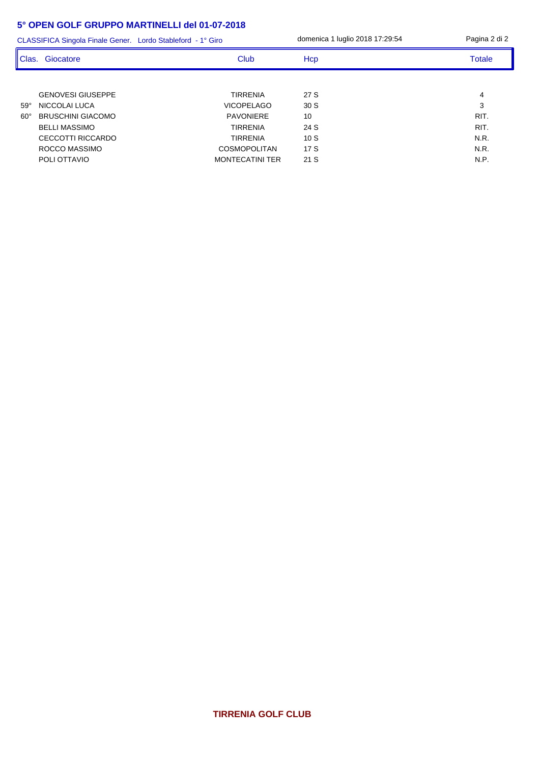# 5° OPEN GOLF GRUPPO MARTINELLI del 01-07-2018

CLASSIFICA Singola Finale Gener. Lordo Stableford - 1° Giro

domenica 1 luglio 2018 17:29:54

| Clas. | Giocatore | Club | Hcp | Totale |
|---|---|---|---|---|
| | GENOVESI GIUSEPPE | TIRRENIA | 27 S | 4 |
| 59° | NICCOLAI LUCA | VICOPELAGO | 30 S | 3 |
| 60° | BRUSCHINI GIACOMO | PAVONIERE | 10 | RIT. |
| | BELLI MASSIMO | TIRRENIA | 24 S | RIT. |
| | CECCOTTI RICCARDO | TIRRENIA | 10 S | N.R. |
| | ROCCO MASSIMO | COSMOPOLITAN | 17 S | N.R. |
| | POLI OTTAVIO | MONTECATINI TER | 21 S | N.P. |

**TIRRENIA GOLF CLUB**